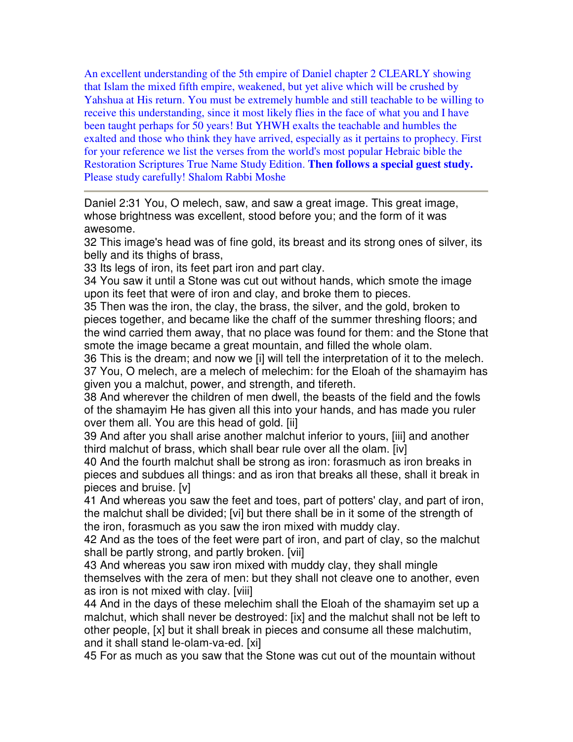An excellent understanding of the 5th empire of Daniel chapter 2 CLEARLY showing that Islam the mixed fifth empire, weakened, but yet alive which will be crushed by Yahshua at His return. You must be extremely humble and still teachable to be willing to receive this understanding, since it most likely flies in the face of what you and I have been taught perhaps for 50 years! But YHWH exalts the teachable and humbles the exalted and those who think they have arrived, especially as it pertains to prophecy. First for your reference we list the verses from the world's most popular Hebraic bible the Restoration Scriptures True Name Study Edition. **Then follows a special guest study.** Please study carefully! Shalom Rabbi Moshe

---

Daniel 2:31 You, O melech, saw, and saw a great image. This great image, whose brightness was excellent, stood before you; and the form of it was awesome.

32 This image's head was of fine gold, its breast and its strong ones of silver, its belly and its thighs of brass,

33 Its legs of iron, its feet part iron and part clay.

34 You saw it until a Stone was cut out without hands, which smote the image upon its feet that were of iron and clay, and broke them to pieces.

35 Then was the iron, the clay, the brass, the silver, and the gold, broken to pieces together, and became like the chaff of the summer threshing floors; and the wind carried them away, that no place was found for them: and the Stone that smote the image became a great mountain, and filled the whole olam.

36 This is the dream; and now we [i] will tell the interpretation of it to the melech.

37 You, O melech, are a melech of melechim: for the Eloah of the shamayim has given you a malchut, power, and strength, and tifereth.

38 And wherever the children of men dwell, the beasts of the field and the fowls of the shamayim He has given all this into your hands, and has made you ruler over them all. You are this head of gold. [ii]

39 And after you shall arise another malchut inferior to yours, [iii] and another third malchut of brass, which shall bear rule over all the olam. [iv]

40 And the fourth malchut shall be strong as iron: forasmuch as iron breaks in pieces and subdues all things: and as iron that breaks all these, shall it break in pieces and bruise. [v]

41 And whereas you saw the feet and toes, part of potters' clay, and part of iron, the malchut shall be divided; [vi] but there shall be in it some of the strength of the iron, forasmuch as you saw the iron mixed with muddy clay.

42 And as the toes of the feet were part of iron, and part of clay, so the malchut shall be partly strong, and partly broken. [vii]

43 And whereas you saw iron mixed with muddy clay, they shall mingle themselves with the zera of men: but they shall not cleave one to another, even as iron is not mixed with clay. [viii]

44 And in the days of these melechim shall the Eloah of the shamayim set up a malchut, which shall never be destroyed: [ix] and the malchut shall not be left to other people, [x] but it shall break in pieces and consume all these malchutim, and it shall stand le-olam-va-ed. [xi]

45 For as much as you saw that the Stone was cut out of the mountain without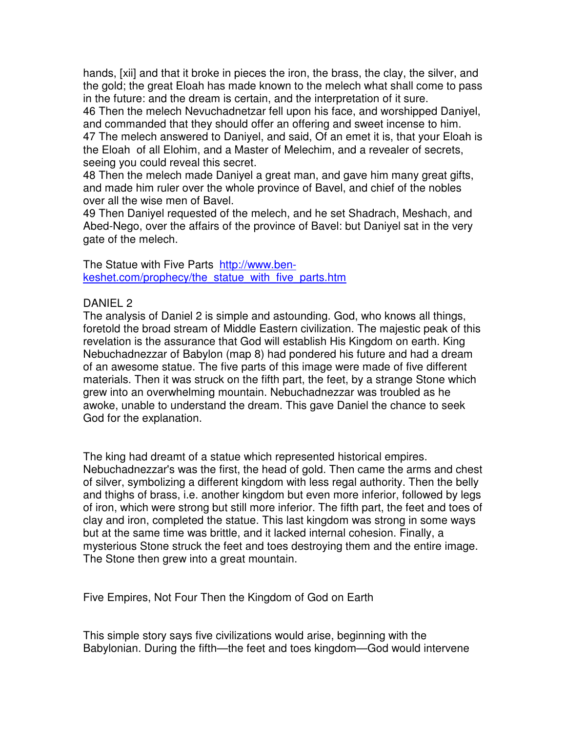hands, [xii] and that it broke in pieces the iron, the brass, the clay, the silver, and the gold; the great Eloah has made known to the melech what shall come to pass in the future: and the dream is certain, and the interpretation of it sure.
46 Then the melech Nevuchadnetzar fell upon his face, and worshipped Daniyel, and commanded that they should offer an offering and sweet incense to him.
47 The melech answered to Daniyel, and said, Of an emet it is, that your Eloah is the Eloah of all Elohim, and a Master of Melechim, and a revealer of secrets, seeing you could reveal this secret.
48 Then the melech made Daniyel a great man, and gave him many great gifts, and made him ruler over the whole province of Bavel, and chief of the nobles over all the wise men of Bavel.
49 Then Daniyel requested of the melech, and he set Shadrach, Meshach, and Abed-Nego, over the affairs of the province of Bavel: but Daniyel sat in the very gate of the melech.

The Statue with Five Parts [http://www.ben-keshet.com/prophecy/the_statue_with_five_parts.htm](http://www.ben-keshet.com/prophecy/the_statue_with_five_parts.htm)

DANIEL 2

The analysis of Daniel 2 is simple and astounding. God, who knows all things, foretold the broad stream of Middle Eastern civilization. The majestic peak of this revelation is the assurance that God will establish His Kingdom on earth. King Nebuchadnezzar of Babylon (map 8) had pondered his future and had a dream of an awesome statue. The five parts of this image were made of five different materials. Then it was struck on the fifth part, the feet, by a strange Stone which grew into an overwhelming mountain. Nebuchadnezzar was troubled as he awoke, unable to understand the dream. This gave Daniel the chance to seek God for the explanation.

The king had dreamt of a statue which represented historical empires. Nebuchadnezzar's was the first, the head of gold. Then came the arms and chest of silver, symbolizing a different kingdom with less regal authority. Then the belly and thighs of brass, i.e. another kingdom but even more inferior, followed by legs of iron, which were strong but still more inferior. The fifth part, the feet and toes of clay and iron, completed the statue. This last kingdom was strong in some ways but at the same time was brittle, and it lacked internal cohesion. Finally, a mysterious Stone struck the feet and toes destroying them and the entire image. The Stone then grew into a great mountain.

Five Empires, Not Four Then the Kingdom of God on Earth

This simple story says five civilizations would arise, beginning with the Babylonian. During the fifth—the feet and toes kingdom—God would intervene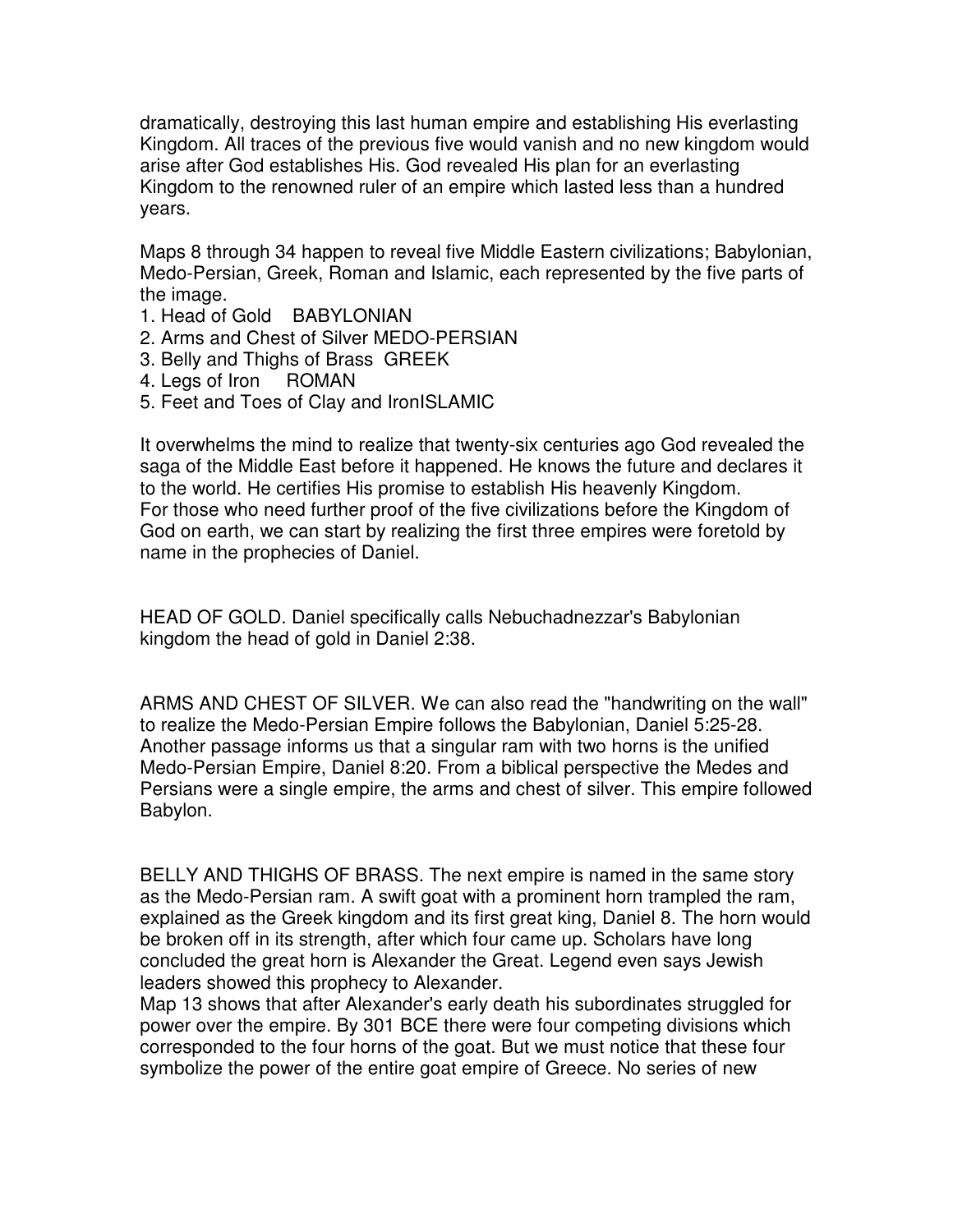dramatically, destroying this last human empire and establishing His everlasting Kingdom. All traces of the previous five would vanish and no new kingdom would arise after God establishes His. God revealed His plan for an everlasting Kingdom to the renowned ruler of an empire which lasted less than a hundred years.

Maps 8 through 34 happen to reveal five Middle Eastern civilizations; Babylonian, Medo-Persian, Greek, Roman and Islamic, each represented by the five parts of the image.

1. Head of Gold BABYLONIAN
2. Arms and Chest of Silver MEDO-PERSIAN
3. Belly and Thighs of Brass GREEK
4. Legs of Iron ROMAN
5. Feet and Toes of Clay and IronISLAMIC

It overwhelms the mind to realize that twenty-six centuries ago God revealed the saga of the Middle East before it happened. He knows the future and declares it to the world. He certifies His promise to establish His heavenly Kingdom.
For those who need further proof of the five civilizations before the Kingdom of God on earth, we can start by realizing the first three empires were foretold by name in the prophecies of Daniel.

HEAD OF GOLD. Daniel specifically calls Nebuchadnezzar's Babylonian kingdom the head of gold in Daniel 2:38.

ARMS AND CHEST OF SILVER. We can also read the "handwriting on the wall" to realize the Medo-Persian Empire follows the Babylonian, Daniel 5:25-28. Another passage informs us that a singular ram with two horns is the unified Medo-Persian Empire, Daniel 8:20. From a biblical perspective the Medes and Persians were a single empire, the arms and chest of silver. This empire followed Babylon.

BELLY AND THIGHS OF BRASS. The next empire is named in the same story as the Medo-Persian ram. A swift goat with a prominent horn trampled the ram, explained as the Greek kingdom and its first great king, Daniel 8. The horn would be broken off in its strength, after which four came up. Scholars have long concluded the great horn is Alexander the Great. Legend even says Jewish leaders showed this prophecy to Alexander.
Map 13 shows that after Alexander's early death his subordinates struggled for power over the empire. By 301 BCE there were four competing divisions which corresponded to the four horns of the goat. But we must notice that these four symbolize the power of the entire goat empire of Greece. No series of new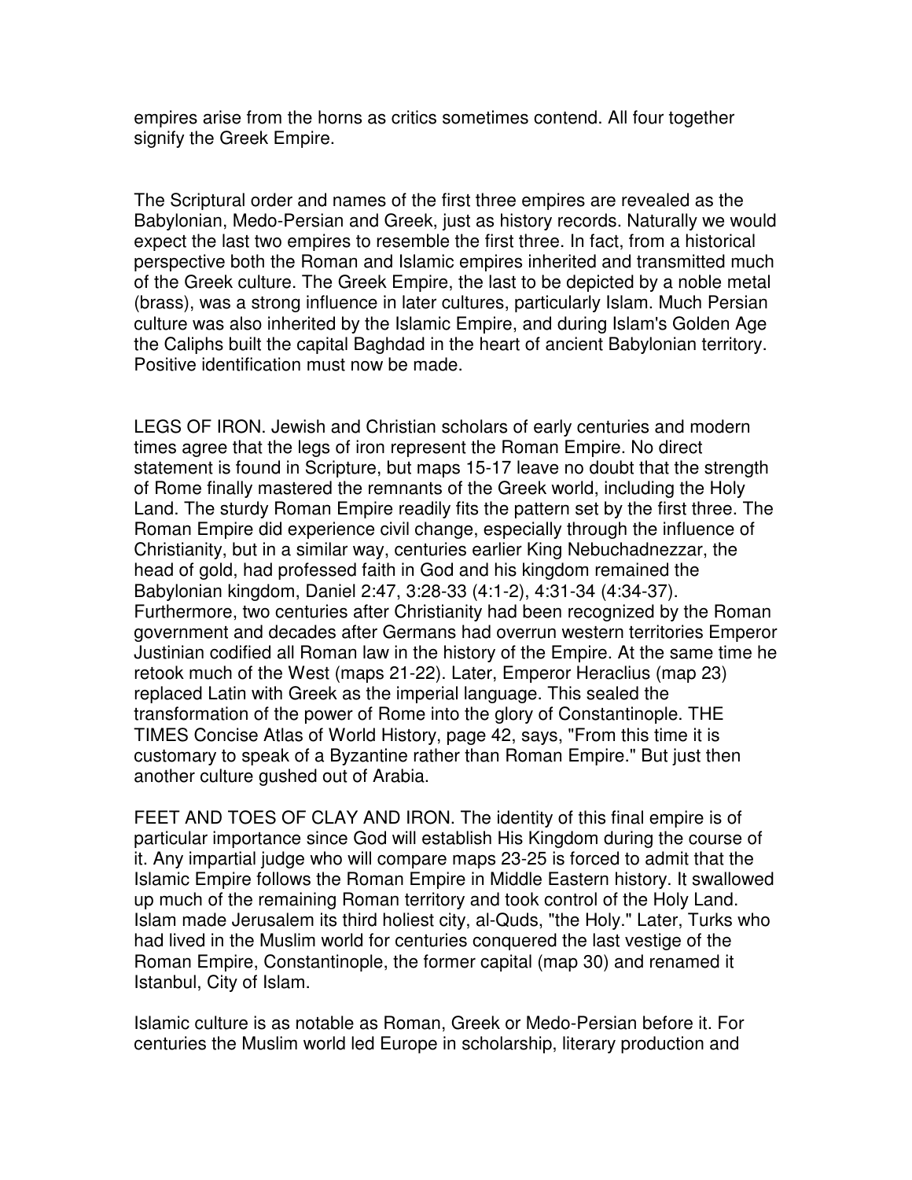empires arise from the horns as critics sometimes contend. All four together signify the Greek Empire.

The Scriptural order and names of the first three empires are revealed as the Babylonian, Medo-Persian and Greek, just as history records. Naturally we would expect the last two empires to resemble the first three. In fact, from a historical perspective both the Roman and Islamic empires inherited and transmitted much of the Greek culture. The Greek Empire, the last to be depicted by a noble metal (brass), was a strong influence in later cultures, particularly Islam. Much Persian culture was also inherited by the Islamic Empire, and during Islam's Golden Age the Caliphs built the capital Baghdad in the heart of ancient Babylonian territory. Positive identification must now be made.

LEGS OF IRON. Jewish and Christian scholars of early centuries and modern times agree that the legs of iron represent the Roman Empire. No direct statement is found in Scripture, but maps 15-17 leave no doubt that the strength of Rome finally mastered the remnants of the Greek world, including the Holy Land. The sturdy Roman Empire readily fits the pattern set by the first three. The Roman Empire did experience civil change, especially through the influence of Christianity, but in a similar way, centuries earlier King Nebuchadnezzar, the head of gold, had professed faith in God and his kingdom remained the Babylonian kingdom, Daniel 2:47, 3:28-33 (4:1-2), 4:31-34 (4:34-37). Furthermore, two centuries after Christianity had been recognized by the Roman government and decades after Germans had overrun western territories Emperor Justinian codified all Roman law in the history of the Empire. At the same time he retook much of the West (maps 21-22). Later, Emperor Heraclius (map 23) replaced Latin with Greek as the imperial language. This sealed the transformation of the power of Rome into the glory of Constantinople. THE TIMES Concise Atlas of World History, page 42, says, "From this time it is customary to speak of a Byzantine rather than Roman Empire." But just then another culture gushed out of Arabia.

FEET AND TOES OF CLAY AND IRON. The identity of this final empire is of particular importance since God will establish His Kingdom during the course of it. Any impartial judge who will compare maps 23-25 is forced to admit that the Islamic Empire follows the Roman Empire in Middle Eastern history. It swallowed up much of the remaining Roman territory and took control of the Holy Land. Islam made Jerusalem its third holiest city, al-Quds, "the Holy." Later, Turks who had lived in the Muslim world for centuries conquered the last vestige of the Roman Empire, Constantinople, the former capital (map 30) and renamed it Istanbul, City of Islam.

Islamic culture is as notable as Roman, Greek or Medo-Persian before it. For centuries the Muslim world led Europe in scholarship, literary production and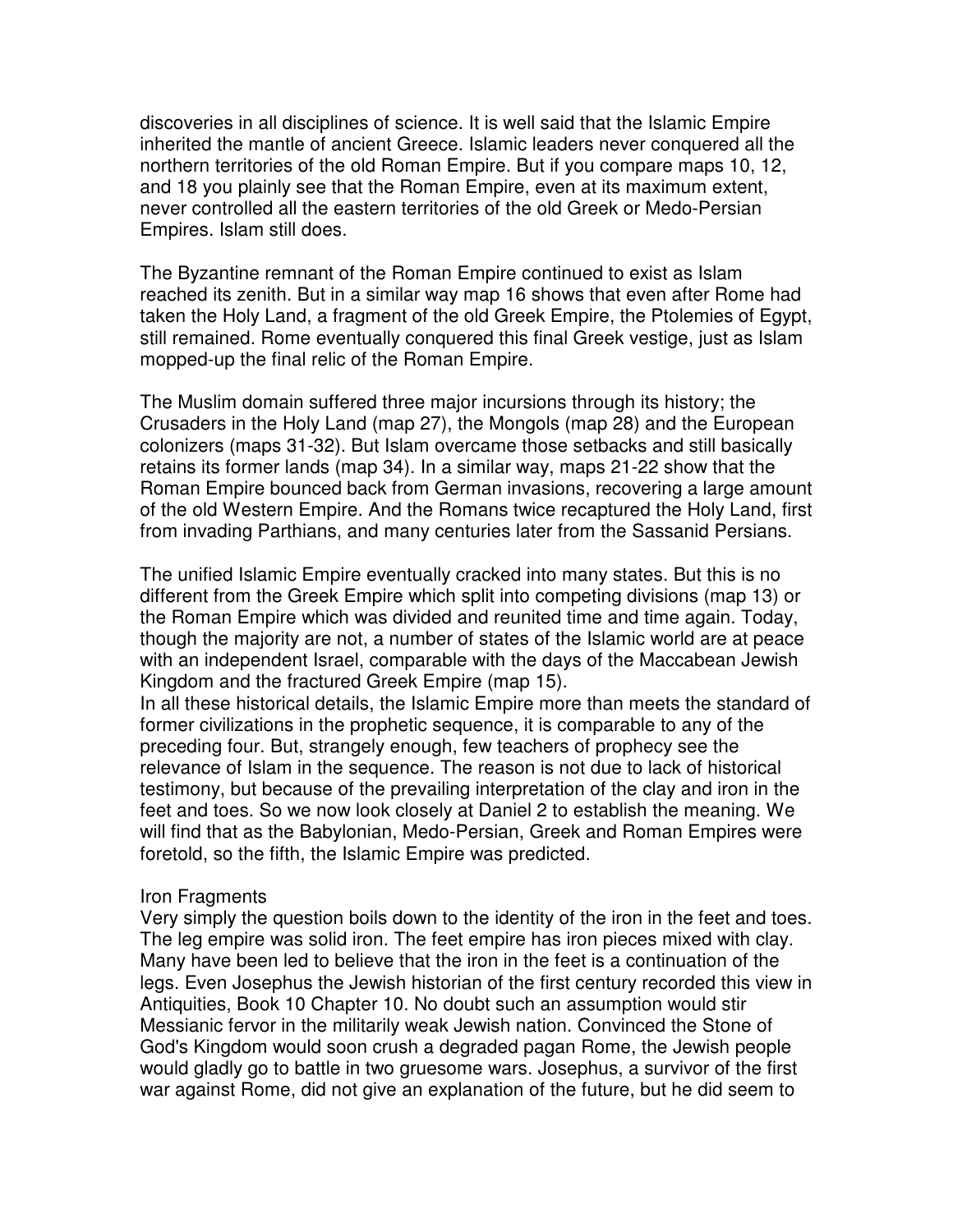discoveries in all disciplines of science. It is well said that the Islamic Empire inherited the mantle of ancient Greece. Islamic leaders never conquered all the northern territories of the old Roman Empire. But if you compare maps 10, 12, and 18 you plainly see that the Roman Empire, even at its maximum extent, never controlled all the eastern territories of the old Greek or Medo-Persian Empires. Islam still does.

The Byzantine remnant of the Roman Empire continued to exist as Islam reached its zenith. But in a similar way map 16 shows that even after Rome had taken the Holy Land, a fragment of the old Greek Empire, the Ptolemies of Egypt, still remained. Rome eventually conquered this final Greek vestige, just as Islam mopped-up the final relic of the Roman Empire.

The Muslim domain suffered three major incursions through its history; the Crusaders in the Holy Land (map 27), the Mongols (map 28) and the European colonizers (maps 31-32). But Islam overcame those setbacks and still basically retains its former lands (map 34). In a similar way, maps 21-22 show that the Roman Empire bounced back from German invasions, recovering a large amount of the old Western Empire. And the Romans twice recaptured the Holy Land, first from invading Parthians, and many centuries later from the Sassanid Persians.

The unified Islamic Empire eventually cracked into many states. But this is no different from the Greek Empire which split into competing divisions (map 13) or the Roman Empire which was divided and reunited time and time again. Today, though the majority are not, a number of states of the Islamic world are at peace with an independent Israel, comparable with the days of the Maccabean Jewish Kingdom and the fractured Greek Empire (map 15).

In all these historical details, the Islamic Empire more than meets the standard of former civilizations in the prophetic sequence, it is comparable to any of the preceding four. But, strangely enough, few teachers of prophecy see the relevance of Islam in the sequence. The reason is not due to lack of historical testimony, but because of the prevailing interpretation of the clay and iron in the feet and toes. So we now look closely at Daniel 2 to establish the meaning. We will find that as the Babylonian, Medo-Persian, Greek and Roman Empires were foretold, so the fifth, the Islamic Empire was predicted.

## Iron Fragments

Very simply the question boils down to the identity of the iron in the feet and toes. The leg empire was solid iron. The feet empire has iron pieces mixed with clay. Many have been led to believe that the iron in the feet is a continuation of the legs. Even Josephus the Jewish historian of the first century recorded this view in Antiquities, Book 10 Chapter 10. No doubt such an assumption would stir Messianic fervor in the militarily weak Jewish nation. Convinced the Stone of God's Kingdom would soon crush a degraded pagan Rome, the Jewish people would gladly go to battle in two gruesome wars. Josephus, a survivor of the first war against Rome, did not give an explanation of the future, but he did seem to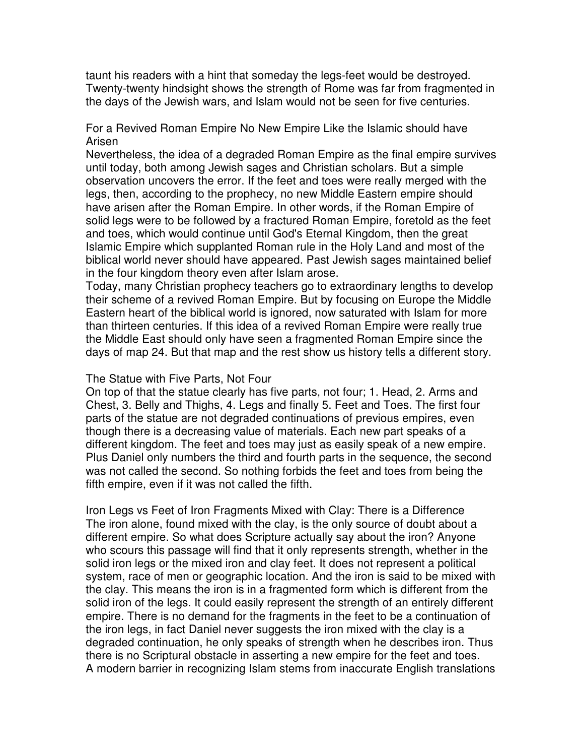taunt his readers with a hint that someday the legs-feet would be destroyed. Twenty-twenty hindsight shows the strength of Rome was far from fragmented in the days of the Jewish wars, and Islam would not be seen for five centuries.

## For a Revived Roman Empire No New Empire Like the Islamic should have Arisen

Nevertheless, the idea of a degraded Roman Empire as the final empire survives until today, both among Jewish sages and Christian scholars. But a simple observation uncovers the error. If the feet and toes were really merged with the legs, then, according to the prophecy, no new Middle Eastern empire should have arisen after the Roman Empire. In other words, if the Roman Empire of solid legs were to be followed by a fractured Roman Empire, foretold as the feet and toes, which would continue until God's Eternal Kingdom, then the great Islamic Empire which supplanted Roman rule in the Holy Land and most of the biblical world never should have appeared. Past Jewish sages maintained belief in the four kingdom theory even after Islam arose.

Today, many Christian prophecy teachers go to extraordinary lengths to develop their scheme of a revived Roman Empire. But by focusing on Europe the Middle Eastern heart of the biblical world is ignored, now saturated with Islam for more than thirteen centuries. If this idea of a revived Roman Empire were really true the Middle East should only have seen a fragmented Roman Empire since the days of map 24. But that map and the rest show us history tells a different story.

## The Statue with Five Parts, Not Four

On top of that the statue clearly has five parts, not four; 1. Head, 2. Arms and Chest, 3. Belly and Thighs, 4. Legs and finally 5. Feet and Toes. The first four parts of the statue are not degraded continuations of previous empires, even though there is a decreasing value of materials. Each new part speaks of a different kingdom. The feet and toes may just as easily speak of a new empire. Plus Daniel only numbers the third and fourth parts in the sequence, the second was not called the second. So nothing forbids the feet and toes from being the fifth empire, even if it was not called the fifth.

## Iron Legs vs Feet of Iron Fragments Mixed with Clay: There is a Difference

The iron alone, found mixed with the clay, is the only source of doubt about a different empire. So what does Scripture actually say about the iron? Anyone who scours this passage will find that it only represents strength, whether in the solid iron legs or the mixed iron and clay feet. It does not represent a political system, race of men or geographic location. And the iron is said to be mixed with the clay. This means the iron is in a fragmented form which is different from the solid iron of the legs. It could easily represent the strength of an entirely different empire. There is no demand for the fragments in the feet to be a continuation of the iron legs, in fact Daniel never suggests the iron mixed with the clay is a degraded continuation, he only speaks of strength when he describes iron. Thus there is no Scriptural obstacle in asserting a new empire for the feet and toes. A modern barrier in recognizing Islam stems from inaccurate English translations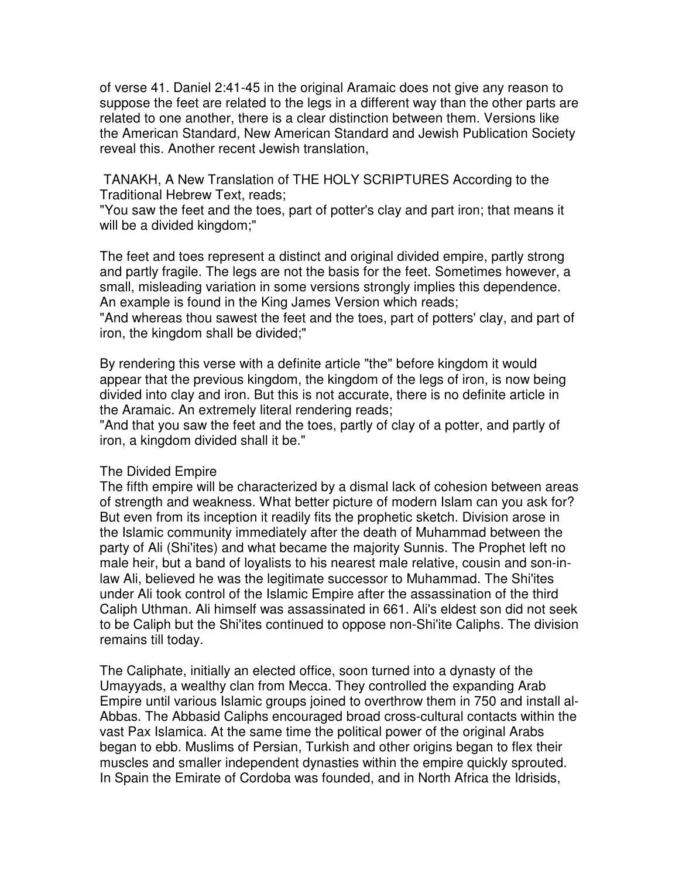of verse 41. Daniel 2:41-45 in the original Aramaic does not give any reason to suppose the feet are related to the legs in a different way than the other parts are related to one another, there is a clear distinction between them. Versions like the American Standard, New American Standard and Jewish Publication Society reveal this. Another recent Jewish translation,

TANAKH, A New Translation of THE HOLY SCRIPTURES According to the Traditional Hebrew Text, reads;
"You saw the feet and the toes, part of potter's clay and part iron; that means it will be a divided kingdom;"

The feet and toes represent a distinct and original divided empire, partly strong and partly fragile. The legs are not the basis for the feet. Sometimes however, a small, misleading variation in some versions strongly implies this dependence. An example is found in the King James Version which reads;
"And whereas thou sawest the feet and the toes, part of potters' clay, and part of iron, the kingdom shall be divided;"

By rendering this verse with a definite article "the" before kingdom it would appear that the previous kingdom, the kingdom of the legs of iron, is now being divided into clay and iron. But this is not accurate, there is no definite article in the Aramaic. An extremely literal rendering reads;
"And that you saw the feet and the toes, partly of clay of a potter, and partly of iron, a kingdom divided shall it be."

## The Divided Empire

The fifth empire will be characterized by a dismal lack of cohesion between areas of strength and weakness. What better picture of modern Islam can you ask for? But even from its inception it readily fits the prophetic sketch. Division arose in the Islamic community immediately after the death of Muhammad between the party of Ali (Shi'ites) and what became the majority Sunnis. The Prophet left no male heir, but a band of loyalists to his nearest male relative, cousin and son-in-law Ali, believed he was the legitimate successor to Muhammad. The Shi'ites under Ali took control of the Islamic Empire after the assassination of the third Caliph Uthman. Ali himself was assassinated in 661. Ali's eldest son did not seek to be Caliph but the Shi'ites continued to oppose non-Shi'ite Caliphs. The division remains till today.

The Caliphate, initially an elected office, soon turned into a dynasty of the Umayyads, a wealthy clan from Mecca. They controlled the expanding Arab Empire until various Islamic groups joined to overthrow them in 750 and install al-Abbas. The Abbasid Caliphs encouraged broad cross-cultural contacts within the vast Pax Islamica. At the same time the political power of the original Arabs began to ebb. Muslims of Persian, Turkish and other origins began to flex their muscles and smaller independent dynasties within the empire quickly sprouted. In Spain the Emirate of Cordoba was founded, and in North Africa the Idrisids,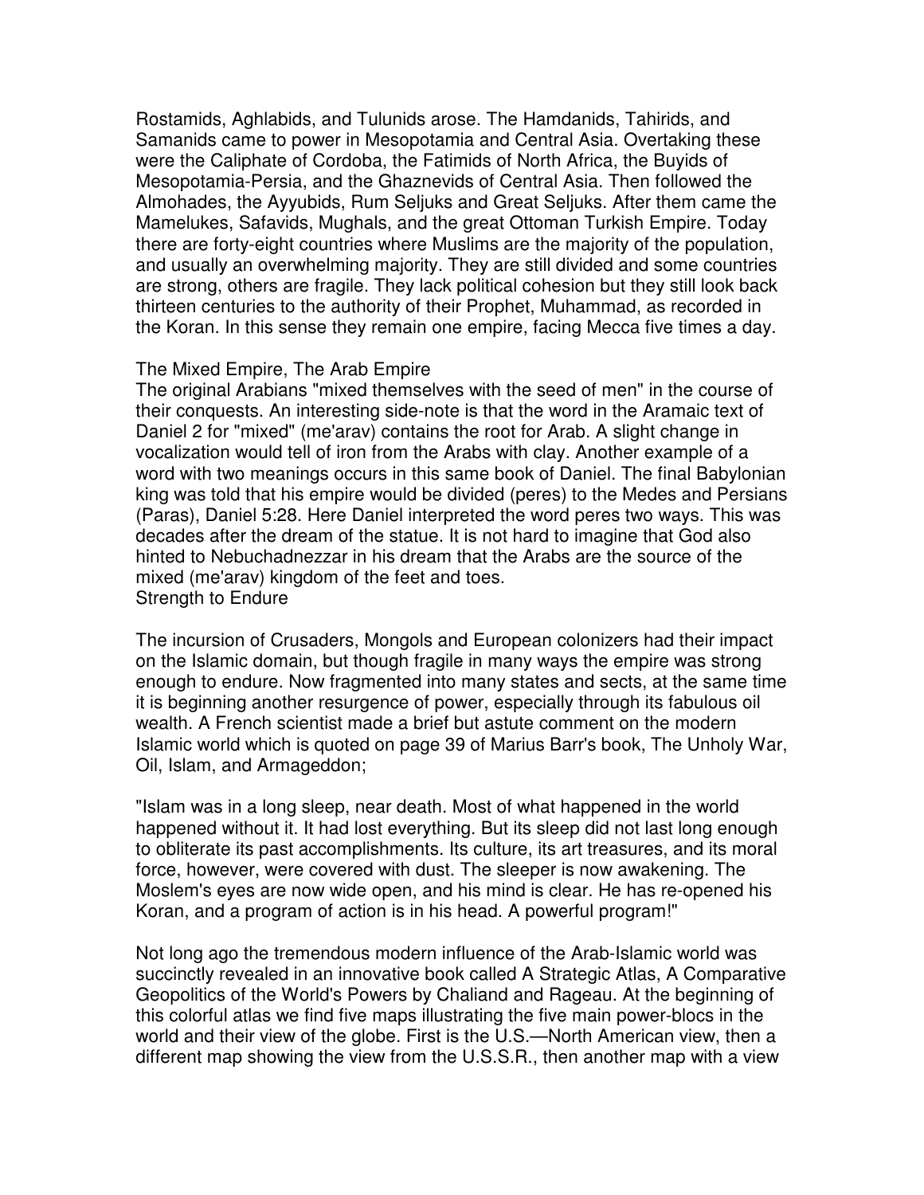Rostamids, Aghlabids, and Tulunids arose. The Hamdanids, Tahirids, and Samanids came to power in Mesopotamia and Central Asia. Overtaking these were the Caliphate of Cordoba, the Fatimids of North Africa, the Buyids of Mesopotamia-Persia, and the Ghaznevids of Central Asia. Then followed the Almohades, the Ayyubids, Rum Seljuks and Great Seljuks. After them came the Mamelukes, Safavids, Mughals, and the great Ottoman Turkish Empire. Today there are forty-eight countries where Muslims are the majority of the population, and usually an overwhelming majority. They are still divided and some countries are strong, others are fragile. They lack political cohesion but they still look back thirteen centuries to the authority of their Prophet, Muhammad, as recorded in the Koran. In this sense they remain one empire, facing Mecca five times a day.

### The Mixed Empire, The Arab Empire

The original Arabians "mixed themselves with the seed of men" in the course of their conquests. An interesting side-note is that the word in the Aramaic text of Daniel 2 for "mixed" (me'arav) contains the root for Arab. A slight change in vocalization would tell of iron from the Arabs with clay. Another example of a word with two meanings occurs in this same book of Daniel. The final Babylonian king was told that his empire would be divided (peres) to the Medes and Persians (Paras), Daniel 5:28. Here Daniel interpreted the word peres two ways. This was decades after the dream of the statue. It is not hard to imagine that God also hinted to Nebuchadnezzar in his dream that the Arabs are the source of the mixed (me'arav) kingdom of the feet and toes.

### Strength to Endure

The incursion of Crusaders, Mongols and European colonizers had their impact on the Islamic domain, but though fragile in many ways the empire was strong enough to endure. Now fragmented into many states and sects, at the same time it is beginning another resurgence of power, especially through its fabulous oil wealth. A French scientist made a brief but astute comment on the modern Islamic world which is quoted on page 39 of Marius Barr's book, The Unholy War, Oil, Islam, and Armageddon;

"Islam was in a long sleep, near death. Most of what happened in the world happened without it. It had lost everything. But its sleep did not last long enough to obliterate its past accomplishments. Its culture, its art treasures, and its moral force, however, were covered with dust. The sleeper is now awakening. The Moslem's eyes are now wide open, and his mind is clear. He has re-opened his Koran, and a program of action is in his head. A powerful program!"

Not long ago the tremendous modern influence of the Arab-Islamic world was succinctly revealed in an innovative book called A Strategic Atlas, A Comparative Geopolitics of the World's Powers by Chaliand and Rageau. At the beginning of this colorful atlas we find five maps illustrating the five main power-blocs in the world and their view of the globe. First is the U.S.—North American view, then a different map showing the view from the U.S.S.R., then another map with a view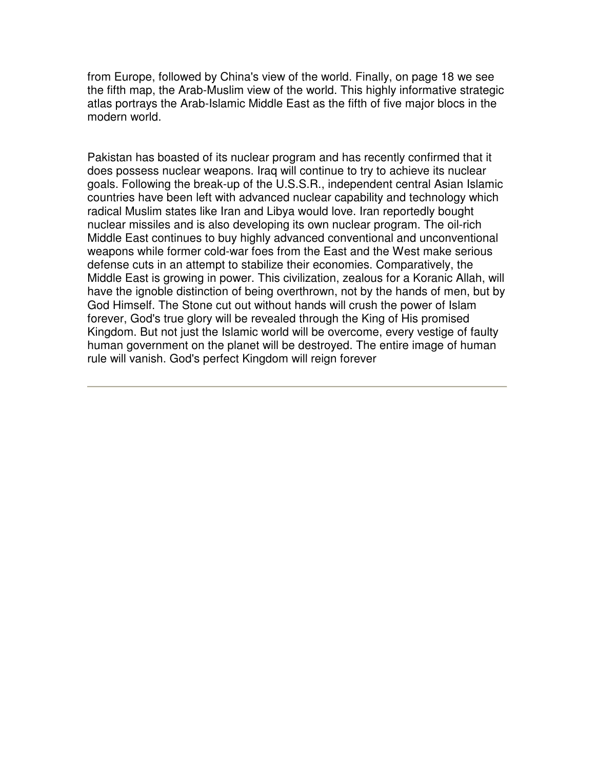from Europe, followed by China's view of the world. Finally, on page 18 we see the fifth map, the Arab-Muslim view of the world. This highly informative strategic atlas portrays the Arab-Islamic Middle East as the fifth of five major blocs in the modern world.

Pakistan has boasted of its nuclear program and has recently confirmed that it does possess nuclear weapons. Iraq will continue to try to achieve its nuclear goals. Following the break-up of the U.S.S.R., independent central Asian Islamic countries have been left with advanced nuclear capability and technology which radical Muslim states like Iran and Libya would love. Iran reportedly bought nuclear missiles and is also developing its own nuclear program. The oil-rich Middle East continues to buy highly advanced conventional and unconventional weapons while former cold-war foes from the East and the West make serious defense cuts in an attempt to stabilize their economies. Comparatively, the Middle East is growing in power. This civilization, zealous for a Koranic Allah, will have the ignoble distinction of being overthrown, not by the hands of men, but by God Himself. The Stone cut out without hands will crush the power of Islam forever, God's true glory will be revealed through the King of His promised Kingdom. But not just the Islamic world will be overcome, every vestige of faulty human government on the planet will be destroyed. The entire image of human rule will vanish. God's perfect Kingdom will reign forever

---